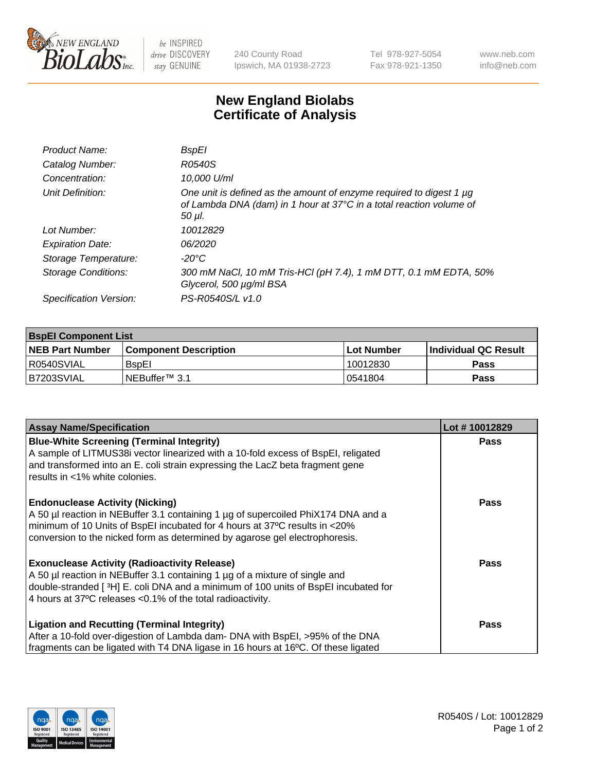New England Biolabs Inc. — be INSPIRED drive DISCOVERY stay GENUINE

240 County Road
Ipswich, MA 01938-2723

Tel 978-927-5054
Fax 978-921-1350

www.neb.com
info@neb.com

# New England Biolabs Certificate of Analysis

| | |
|---|---|
| *Product Name:* | *BspEI* |
| *Catalog Number:* | *R0540S* |
| *Concentration:* | *10,000 U/ml* |
| *Unit Definition:* | *One unit is defined as the amount of enzyme required to digest 1 µg of Lambda DNA (dam) in 1 hour at 37°C in a total reaction volume of 50 µl.* |
| *Lot Number:* | *10012829* |
| *Expiration Date:* | *06/2020* |
| *Storage Temperature:* | *-20°C* |
| *Storage Conditions:* | *300 mM NaCl, 10 mM Tris-HCl (pH 7.4), 1 mM DTT, 0.1 mM EDTA, 50% Glycerol, 500 µg/ml BSA* |
| *Specification Version:* | *PS-R0540S/L v1.0* |

| BspEI Component List | | | |
|---|---|---|---|
| **NEB Part Number** | **Component Description** | **Lot Number** | **Individual QC Result** |
| R0540SVIAL | BspEI | 10012830 | **Pass** |
| B7203SVIAL | NEBuffer™ 3.1 | 0541804 | **Pass** |

| Assay Name/Specification | Lot # 10012829 |
|---|---|
| **Blue-White Screening (Terminal Integrity)**<br>A sample of LITMUS38i vector linearized with a 10-fold excess of BspEI, religated and transformed into an E. coli strain expressing the LacZ beta fragment gene results in <1% white colonies. | **Pass** |
| **Endonuclease Activity (Nicking)**<br>A 50 µl reaction in NEBuffer 3.1 containing 1 µg of supercoiled PhiX174 DNA and a minimum of 10 Units of BspEI incubated for 4 hours at 37ºC results in <20% conversion to the nicked form as determined by agarose gel electrophoresis. | **Pass** |
| **Exonuclease Activity (Radioactivity Release)**<br>A 50 µl reaction in NEBuffer 3.1 containing 1 µg of a mixture of single and double-stranded [ $^3$H] E. coli DNA and a minimum of 100 units of BspEI incubated for 4 hours at 37ºC releases <0.1% of the total radioactivity. | **Pass** |
| **Ligation and Recutting (Terminal Integrity)**<br>After a 10-fold over-digestion of Lambda dam- DNA with BspEI, >95% of the DNA fragments can be ligated with T4 DNA ligase in 16 hours at 16ºC. Of these ligated | **Pass** |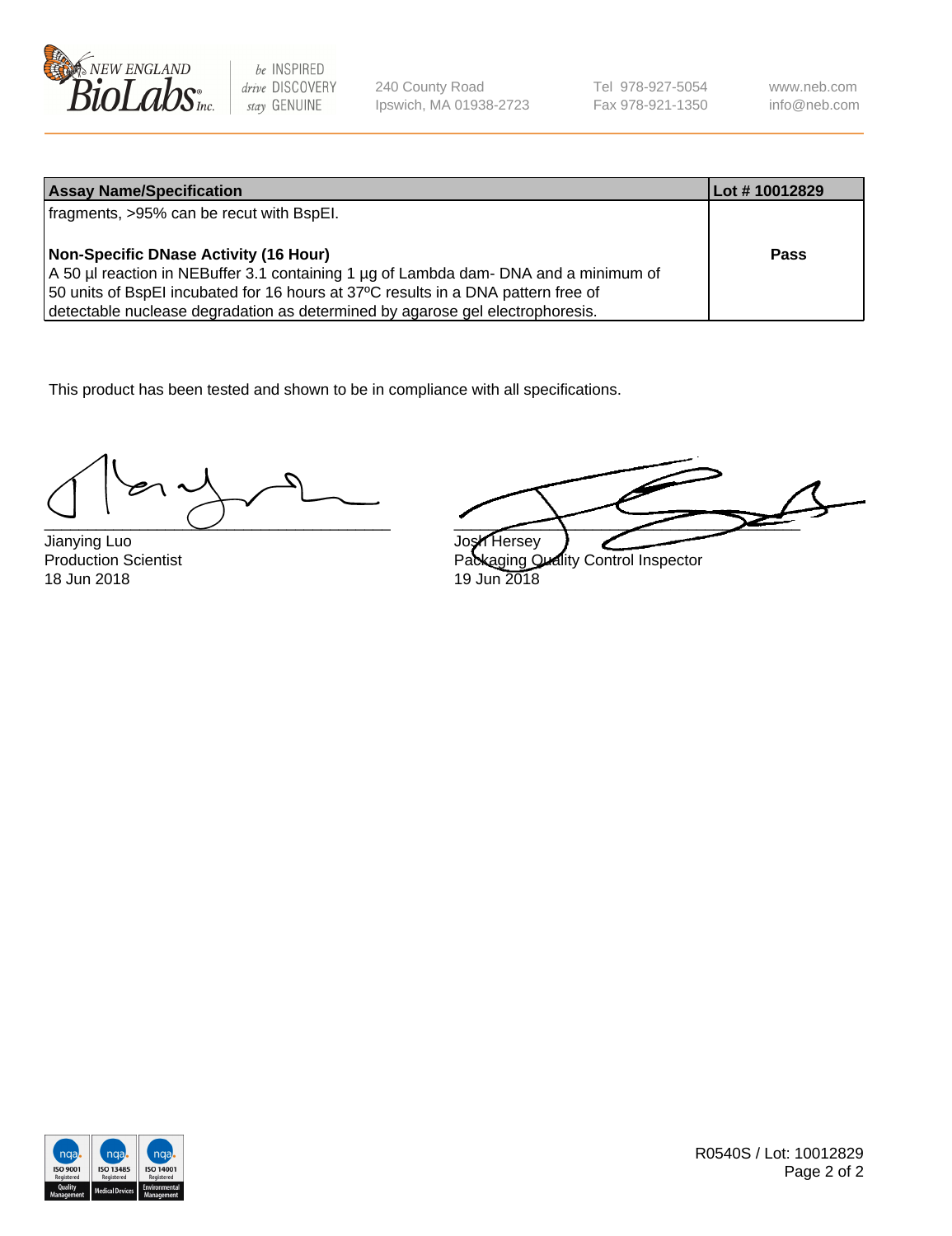| Assay Name/Specification | Lot # 10012829 |
| --- | --- |
| fragments, >95% can be recut with BspEI. | |
| **Non-Specific DNase Activity (16 Hour)**<br>A 50 µl reaction in NEBuffer 3.1 containing 1 µg of Lambda dam- DNA and a minimum of 50 units of BspEI incubated for 16 hours at 37ºC results in a DNA pattern free of detectable nuclease degradation as determined by agarose gel electrophoresis. | **Pass** |

This product has been tested and shown to be in compliance with all specifications.

Jianying Luo
Production Scientist
18 Jun 2018

Josh Hersey
Packaging Quality Control Inspector
19 Jun 2018

R0540S / Lot: 10012829